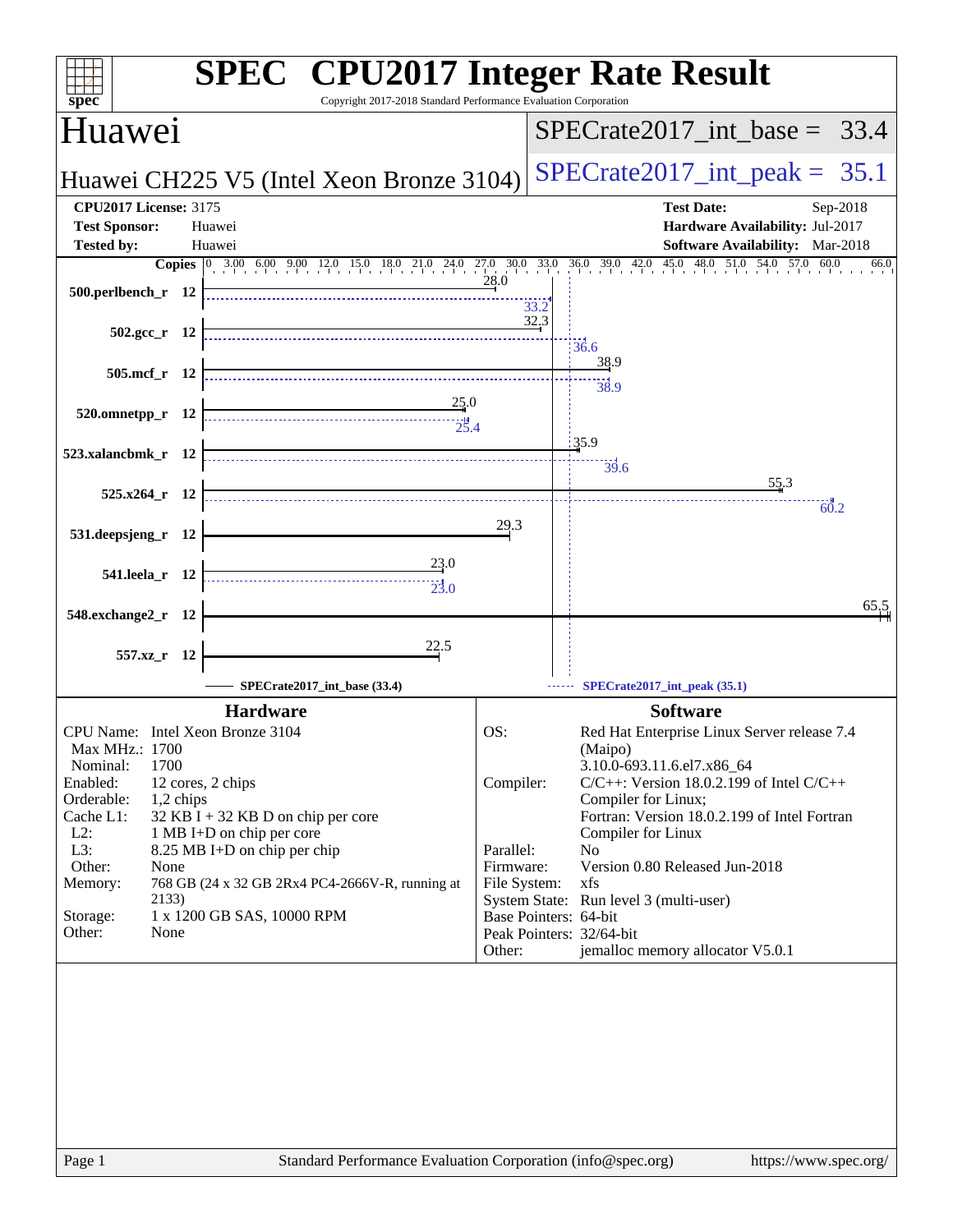# SPEC CPU2017 Integer Rate Result

Copyright 2017-2018 Standard Performance Evaluation Corporation

## Huawei

Huawei CH225 V5 (Intel Xeon Bronze 3104)

SPECrate2017_int_base = 33.4

SPECrate2017_int_peak = 35.1

**CPU2017 License:** 3175
**Test Sponsor:** Huawei
**Tested by:** Huawei

**Test Date:** Sep-2018
**Hardware Availability:** Jul-2017
**Software Availability:** Mar-2018

Copies 0 3.00 6.00 9.00 12.0 15.0 18.0 21.0 24.0 27.0 30.0 33.0 36.0 39.0 42.0 45.0 48.0 51.0 54.0 57.0 60.0 66.0

500.perlbench_r 12
28.0
33.2

502.gcc_r 12
32.3
36.6

505.mcf_r 12
38.9
38.9

520.omnetpp_r 12
25.0
25.4

523.xalancbmk_r 12
35.9
39.6

525.x264_r 12
55.3
60.2

531.deepsjeng_r 12
29.3

541.leela_r 12
23.0
23.0

548.exchange2_r 12
65.5

557.xz_r 12
22.5

SPECrate2017_int_base (33.4)
SPECrate2017_int_peak (35.1)

### Hardware

| | |
|---|---|
| CPU Name: | Intel Xeon Bronze 3104 |
| Max MHz.: | 1700 |
| Nominal: | 1700 |
| Enabled: | 12 cores, 2 chips |
| Orderable: | 1,2 chips |
| Cache L1: | 32 KB I + 32 KB D on chip per core |
| L2: | 1 MB I+D on chip per core |
| L3: | 8.25 MB I+D on chip per chip |
| Other: | None |
| Memory: | 768 GB (24 x 32 GB 2Rx4 PC4-2666V-R, running at 2133) |
| Storage: | 1 x 1200 GB SAS, 10000 RPM |
| Other: | None |

### Software

| | |
|---|---|
| OS: | Red Hat Enterprise Linux Server release 7.4 (Maipo) 3.10.0-693.11.6.el7.x86_64 |
| Compiler: | C/C++: Version 18.0.2.199 of Intel C/C++ Compiler for Linux; Fortran: Version 18.0.2.199 of Intel Fortran Compiler for Linux |
| Parallel: | No |
| Firmware: | Version 0.80 Released Jun-2018 |
| File System: | xfs |
| System State: | Run level 3 (multi-user) |
| Base Pointers: | 64-bit |
| Peak Pointers: | 32/64-bit |
| Other: | jemalloc memory allocator V5.0.1 |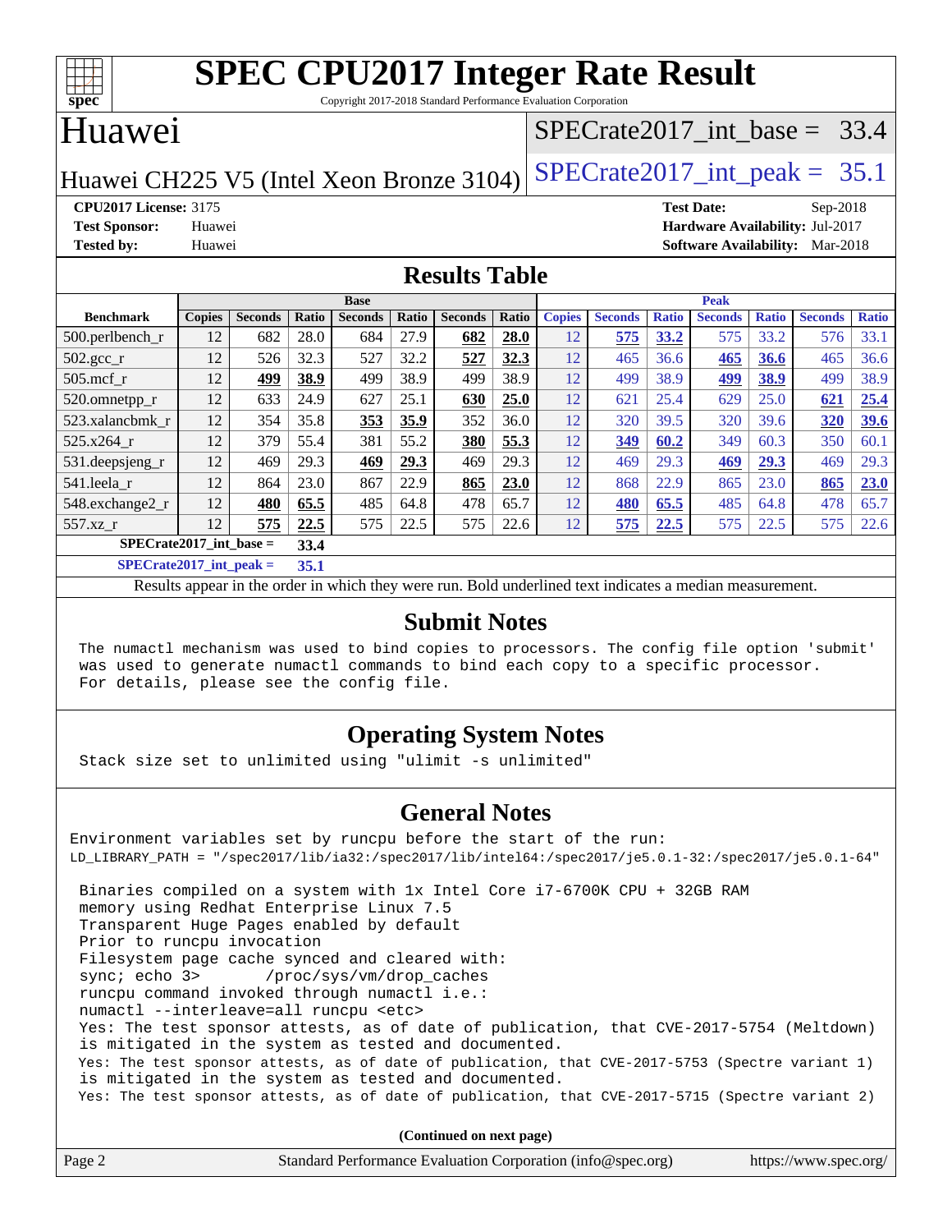# SPEC CPU2017 Integer Rate Result

Copyright 2017-2018 Standard Performance Evaluation Corporation

## Huawei

Huawei CH225 V5 (Intel Xeon Bronze 3104)

SPECrate2017_int_base = 33.4

SPECrate2017_int_peak = 35.1

**CPU2017 License:** 3175
**Test Sponsor:** Huawei
**Tested by:** Huawei

**Test Date:** Sep-2018
**Hardware Availability:** Jul-2017
**Software Availability:** Mar-2018

## Results Table

| Benchmark | Base | | | | | | | Peak | | | | | | |
|---|---|---|---|---|---|---|---|---|---|---|---|---|---|---|
| | Copies | Seconds | Ratio | Seconds | Ratio | Seconds | Ratio | Copies | Seconds | Ratio | Seconds | Ratio | Seconds | Ratio |
| 500.perlbench_r | 12 | 682 | 28.0 | 684 | 27.9 | **682** | **28.0** | 12 | **575** | **33.2** | 575 | 33.2 | 576 | 33.1 |
| 502.gcc_r | 12 | 526 | 32.3 | 527 | 32.2 | **527** | **32.3** | 12 | 465 | 36.6 | **465** | **36.6** | 465 | 36.6 |
| 505.mcf_r | 12 | **499** | **38.9** | 499 | 38.9 | 499 | 38.9 | 12 | 499 | 38.9 | **499** | **38.9** | 499 | 38.9 |
| 520.omnetpp_r | 12 | 633 | 24.9 | 627 | 25.1 | **630** | **25.0** | 12 | 621 | 25.4 | 629 | 25.0 | **621** | **25.4** |
| 523.xalancbmk_r | 12 | 354 | 35.8 | **353** | **35.9** | 352 | 36.0 | 12 | 320 | 39.5 | 320 | 39.6 | **320** | **39.6** |
| 525.x264_r | 12 | 379 | 55.4 | 381 | 55.2 | **380** | **55.3** | 12 | **349** | **60.2** | 349 | 60.3 | 350 | 60.1 |
| 531.deepsjeng_r | 12 | 469 | 29.3 | **469** | **29.3** | 469 | 29.3 | 12 | 469 | 29.3 | **469** | **29.3** | 469 | 29.3 |
| 541.leela_r | 12 | 864 | 23.0 | 867 | 22.9 | **865** | **23.0** | 12 | 868 | 22.9 | 865 | 23.0 | **865** | **23.0** |
| 548.exchange2_r | 12 | **480** | **65.5** | 485 | 64.8 | 478 | 65.7 | 12 | **480** | **65.5** | 485 | 64.8 | 478 | 65.7 |
| 557.xz_r | 12 | **575** | **22.5** | 575 | 22.5 | 575 | 22.6 | 12 | **575** | **22.5** | 575 | 22.5 | 575 | 22.6 |

**SPECrate2017_int_base = 33.4**

**SPECrate2017_int_peak = 35.1**

Results appear in the order in which they were run. Bold underlined text indicates a median measurement.

## Submit Notes

```
The numactl mechanism was used to bind copies to processors. The config file option 'submit'
was used to generate numactl commands to bind each copy to a specific processor.
For details, please see the config file.
```

## Operating System Notes

```
Stack size set to unlimited using "ulimit -s unlimited"
```

## General Notes

```
Environment variables set by runcpu before the start of the run:
LD_LIBRARY_PATH = "/spec2017/lib/ia32:/spec2017/lib/intel64:/spec2017/je5.0.1-32:/spec2017/je5.0.1-64"

 Binaries compiled on a system with 1x Intel Core i7-6700K CPU + 32GB RAM
 memory using Redhat Enterprise Linux 7.5
 Transparent Huge Pages enabled by default
 Prior to runcpu invocation
 Filesystem page cache synced and cleared with:
 sync; echo 3>       /proc/sys/vm/drop_caches
 runcpu command invoked through numactl i.e.:
 numactl --interleave=all runcpu <etc>
 Yes: The test sponsor attests, as of date of publication, that CVE-2017-5754 (Meltdown)
 is mitigated in the system as tested and documented.
 Yes: The test sponsor attests, as of date of publication, that CVE-2017-5753 (Spectre variant 1)
 is mitigated in the system as tested and documented.
 Yes: The test sponsor attests, as of date of publication, that CVE-2017-5715 (Spectre variant 2)
```

**(Continued on next page)**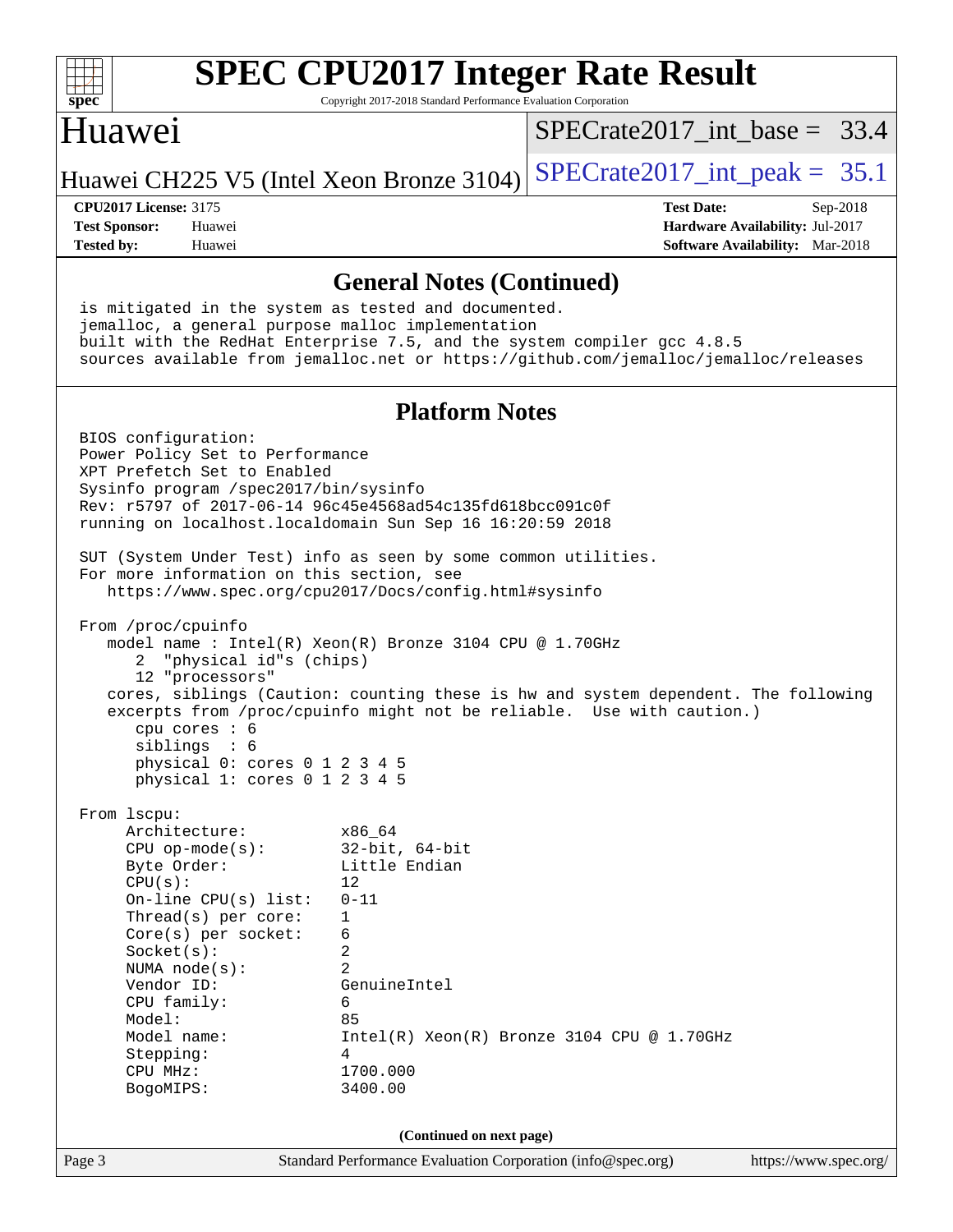## General Notes (Continued)

```
is mitigated in the system as tested and documented.
jemalloc, a general purpose malloc implementation
built with the RedHat Enterprise 7.5, and the system compiler gcc 4.8.5
sources available from jemalloc.net or https://github.com/jemalloc/jemalloc/releases
```

## Platform Notes

```
BIOS configuration:
Power Policy Set to Performance
XPT Prefetch Set to Enabled
Sysinfo program /spec2017/bin/sysinfo
Rev: r5797 of 2017-06-14 96c45e4568ad54c135fd618bcc091c0f
running on localhost.localdomain Sun Sep 16 16:20:59 2018

SUT (System Under Test) info as seen by some common utilities.
For more information on this section, see
   https://www.spec.org/cpu2017/Docs/config.html#sysinfo

From /proc/cpuinfo
   model name : Intel(R) Xeon(R) Bronze 3104 CPU @ 1.70GHz
      2  "physical id"s (chips)
      12 "processors"
   cores, siblings (Caution: counting these is hw and system dependent. The following
   excerpts from /proc/cpuinfo might not be reliable.  Use with caution.)
      cpu cores : 6
      siblings  : 6
      physical 0: cores 0 1 2 3 4 5
      physical 1: cores 0 1 2 3 4 5

From lscpu:
     Architecture:          x86_64
     CPU op-mode(s):        32-bit, 64-bit
     Byte Order:            Little Endian
     CPU(s):                12
     On-line CPU(s) list:   0-11
     Thread(s) per core:    1
     Core(s) per socket:    6
     Socket(s):             2
     NUMA node(s):          2
     Vendor ID:             GenuineIntel
     CPU family:            6
     Model:                 85
     Model name:            Intel(R) Xeon(R) Bronze 3104 CPU @ 1.70GHz
     Stepping:              4
     CPU MHz:               1700.000
     BogoMIPS:              3400.00
```

(Continued on next page)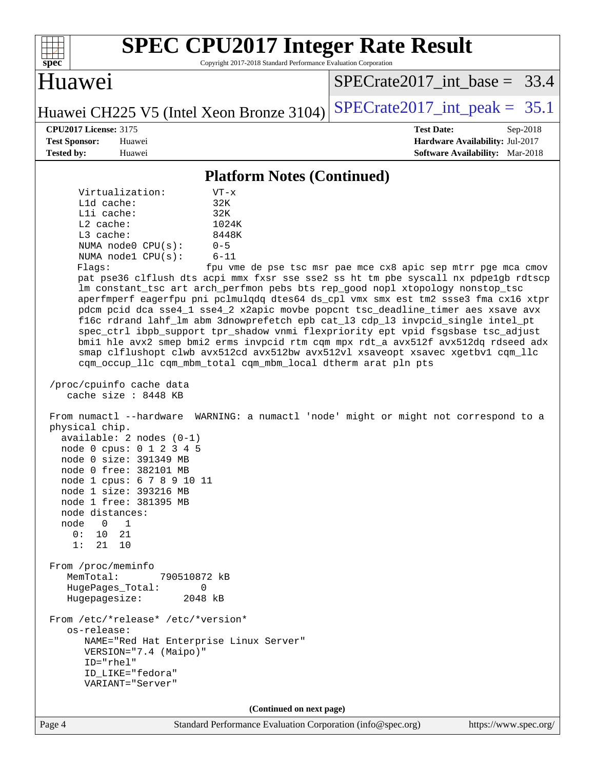# SPEC CPU2017 Integer Rate Result

Copyright 2017-2018 Standard Performance Evaluation Corporation

## Huawei

Huawei CH225 V5 (Intel Xeon Bronze 3104)

SPECrate2017_int_base = 33.4

SPECrate2017_int_peak = 35.1

**CPU2017 License:** 3175
**Test Sponsor:** Huawei
**Tested by:** Huawei

**Test Date:** Sep-2018
**Hardware Availability:** Jul-2017
**Software Availability:** Mar-2018

### Platform Notes (Continued)

```
     Virtualization:        VT-x
     L1d cache:             32K
     L1i cache:             32K
     L2 cache:              1024K
     L3 cache:              8448K
     NUMA node0 CPU(s):     0-5
     NUMA node1 CPU(s):     6-11
     Flags:                 fpu vme de pse tsc msr pae mce cx8 apic sep mtrr pge mca cmov
     pat pse36 clflush dts acpi mmx fxsr sse sse2 ss ht tm pbe syscall nx pdpe1gb rdtscp
     lm constant_tsc art arch_perfmon pebs bts rep_good nopl xtopology nonstop_tsc
     aperfmperf eagerfpu pni pclmulqdq dtes64 ds_cpl vmx smx est tm2 ssse3 fma cx16 xtpr
     pdcm pcid dca sse4_1 sse4_2 x2apic movbe popcnt tsc_deadline_timer aes xsave avx
     f16c rdrand lahf_lm abm 3dnowprefetch epb cat_l3 cdp_l3 invpcid_single intel_pt
     spec_ctrl ibpb_support tpr_shadow vnmi flexpriority ept vpid fsgsbase tsc_adjust
     bmi1 hle avx2 smep bmi2 erms invpcid rtm cqm mpx rdt_a avx512f avx512dq rdseed adx
     smap clflushopt clwb avx512cd avx512bw avx512vl xsaveopt xsavec xgetbv1 cqm_llc
     cqm_occup_llc cqm_mbm_total cqm_mbm_local dtherm arat pln pts

 /proc/cpuinfo cache data
    cache size : 8448 KB

 From numactl --hardware  WARNING: a numactl 'node' might or might not correspond to a
 physical chip.
   available: 2 nodes (0-1)
   node 0 cpus: 0 1 2 3 4 5
   node 0 size: 391349 MB
   node 0 free: 382101 MB
   node 1 cpus: 6 7 8 9 10 11
   node 1 size: 393216 MB
   node 1 free: 381395 MB
   node distances:
   node   0   1
     0:  10  21
     1:  21  10

 From /proc/meminfo
    MemTotal:       790510872 kB
    HugePages_Total:       0
    Hugepagesize:       2048 kB

 From /etc/*release* /etc/*version*
    os-release:
       NAME="Red Hat Enterprise Linux Server"
       VERSION="7.4 (Maipo)"
       ID="rhel"
       ID_LIKE="fedora"
       VARIANT="Server"
```

(Continued on next page)

Standard Performance Evaluation Corporation (info@spec.org) https://www.spec.org/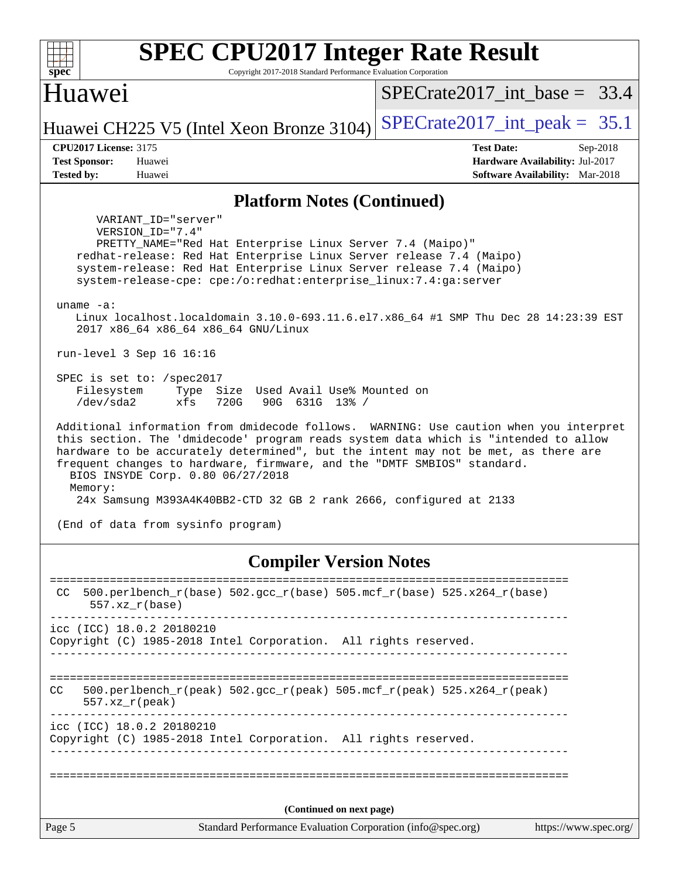## Platform Notes (Continued)

```
        VARIANT_ID="server"
        VERSION_ID="7.4"
        PRETTY_NAME="Red Hat Enterprise Linux Server 7.4 (Maipo)"
     redhat-release: Red Hat Enterprise Linux Server release 7.4 (Maipo)
     system-release: Red Hat Enterprise Linux Server release 7.4 (Maipo)
     system-release-cpe: cpe:/o:redhat:enterprise_linux:7.4:ga:server

  uname -a:
     Linux localhost.localdomain 3.10.0-693.11.6.el7.x86_64 #1 SMP Thu Dec 28 14:23:39 EST
     2017 x86_64 x86_64 x86_64 GNU/Linux

  run-level 3 Sep 16 16:16

  SPEC is set to: /spec2017
     Filesystem     Type  Size  Used Avail Use% Mounted on
     /dev/sda2      xfs   720G   90G  631G  13% /

  Additional information from dmidecode follows.  WARNING: Use caution when you interpret
  this section. The 'dmidecode' program reads system data which is "intended to allow
  hardware to be accurately determined", but the intent may not be met, as there are
  frequent changes to hardware, firmware, and the "DMTF SMBIOS" standard.
    BIOS INSYDE Corp. 0.80 06/27/2018
    Memory:
     24x Samsung M393A4K40BB2-CTD 32 GB 2 rank 2666, configured at 2133

  (End of data from sysinfo program)
```

## Compiler Version Notes

```
==============================================================================
 CC  500.perlbench_r(base) 502.gcc_r(base) 505.mcf_r(base) 525.x264_r(base)
      557.xz_r(base)
------------------------------------------------------------------------------
icc (ICC) 18.0.2 20180210
Copyright (C) 1985-2018 Intel Corporation.  All rights reserved.
------------------------------------------------------------------------------

==============================================================================
CC   500.perlbench_r(peak) 502.gcc_r(peak) 505.mcf_r(peak) 525.x264_r(peak)
     557.xz_r(peak)
------------------------------------------------------------------------------
icc (ICC) 18.0.2 20180210
Copyright (C) 1985-2018 Intel Corporation.  All rights reserved.
------------------------------------------------------------------------------

==============================================================================
```

(Continued on next page)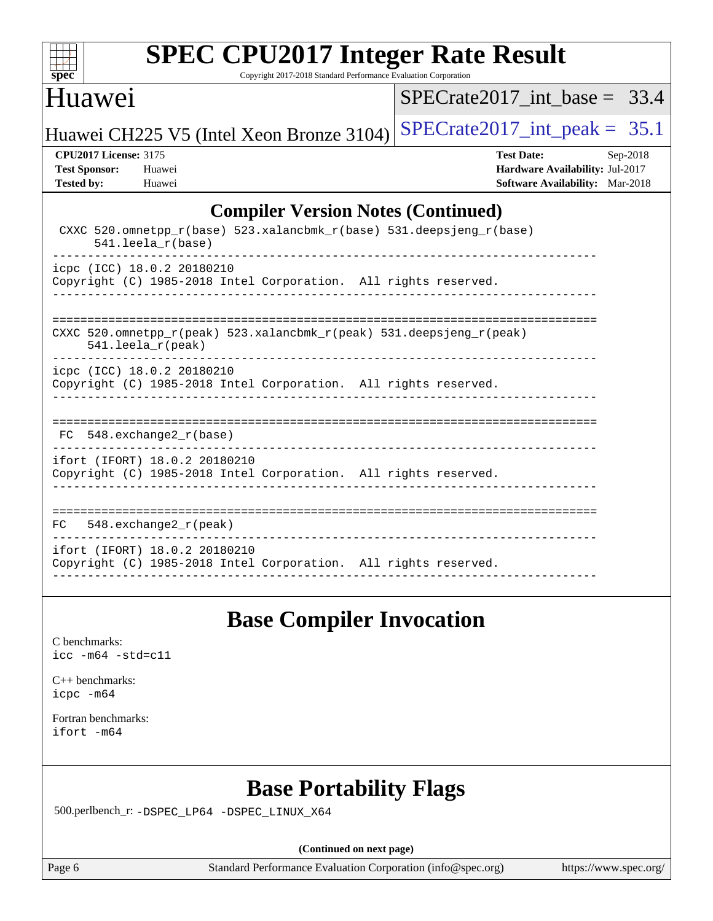## Compiler Version Notes (Continued)

```
 CXXC 520.omnetpp_r(base) 523.xalancbmk_r(base) 531.deepsjeng_r(base)
      541.leela_r(base)
------------------------------------------------------------------------------
icpc (ICC) 18.0.2 20180210
Copyright (C) 1985-2018 Intel Corporation.  All rights reserved.
------------------------------------------------------------------------------

==============================================================================
CXXC 520.omnetpp_r(peak) 523.xalancbmk_r(peak) 531.deepsjeng_r(peak)
     541.leela_r(peak)
------------------------------------------------------------------------------
icpc (ICC) 18.0.2 20180210
Copyright (C) 1985-2018 Intel Corporation.  All rights reserved.
------------------------------------------------------------------------------

==============================================================================
 FC  548.exchange2_r(base)
------------------------------------------------------------------------------
ifort (IFORT) 18.0.2 20180210
Copyright (C) 1985-2018 Intel Corporation.  All rights reserved.
------------------------------------------------------------------------------

==============================================================================
FC   548.exchange2_r(peak)
------------------------------------------------------------------------------
ifort (IFORT) 18.0.2 20180210
Copyright (C) 1985-2018 Intel Corporation.  All rights reserved.
------------------------------------------------------------------------------
```

## Base Compiler Invocation

C benchmarks:
`icc -m64 -std=c11`

C++ benchmarks:
`icpc -m64`

Fortran benchmarks:
`ifort -m64`

## Base Portability Flags

500.perlbench_r: `-DSPEC_LP64 -DSPEC_LINUX_X64`

**(Continued on next page)**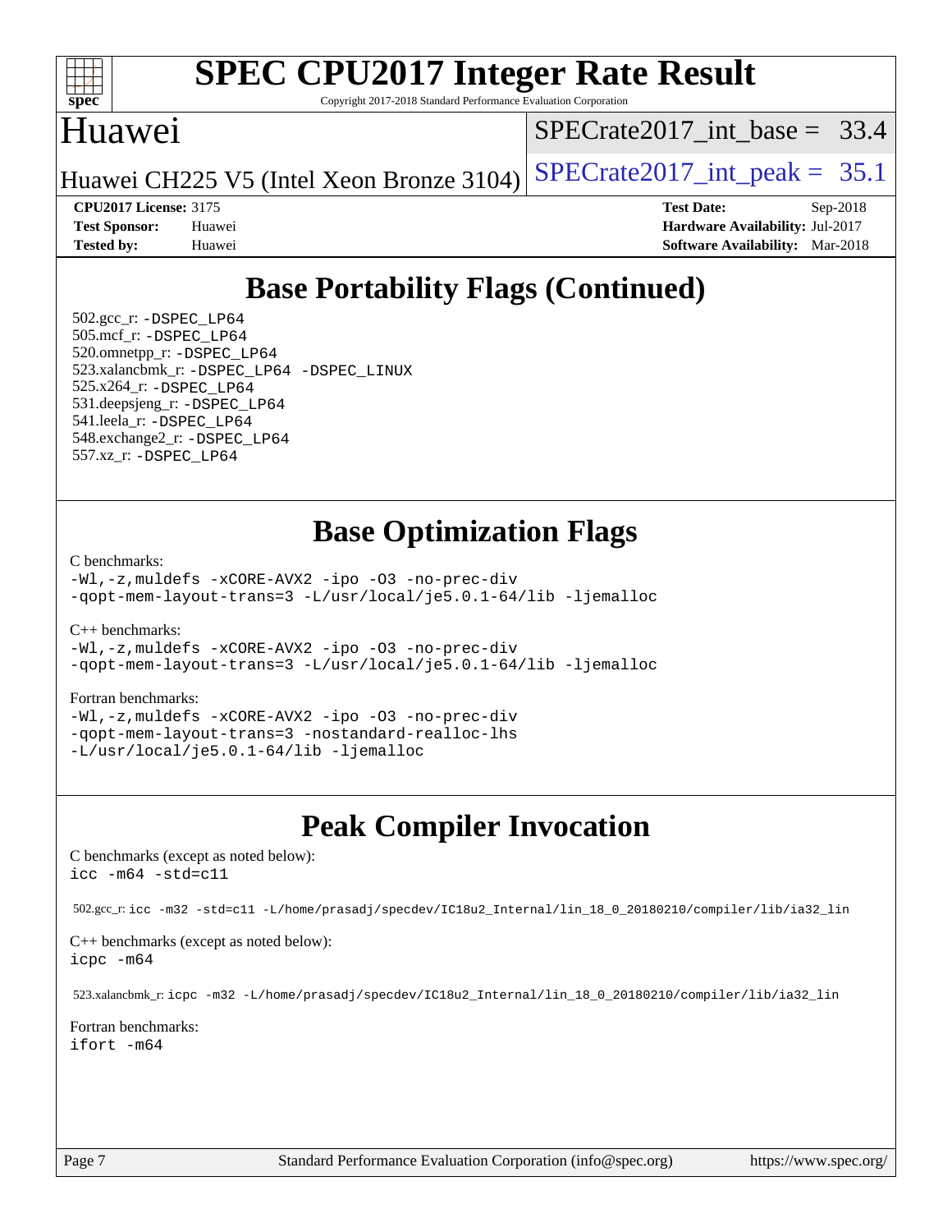## Base Portability Flags (Continued)

502.gcc_r: -DSPEC_LP64
505.mcf_r: -DSPEC_LP64
520.omnetpp_r: -DSPEC_LP64
523.xalancbmk_r: -DSPEC_LP64 -DSPEC_LINUX
525.x264_r: -DSPEC_LP64
531.deepsjeng_r: -DSPEC_LP64
541.leela_r: -DSPEC_LP64
548.exchange2_r: -DSPEC_LP64
557.xz_r: -DSPEC_LP64

## Base Optimization Flags

C benchmarks:
```
-Wl,-z,muldefs -xCORE-AVX2 -ipo -O3 -no-prec-div
-qopt-mem-layout-trans=3 -L/usr/local/je5.0.1-64/lib -ljemalloc
```

C++ benchmarks:
```
-Wl,-z,muldefs -xCORE-AVX2 -ipo -O3 -no-prec-div
-qopt-mem-layout-trans=3 -L/usr/local/je5.0.1-64/lib -ljemalloc
```

Fortran benchmarks:
```
-Wl,-z,muldefs -xCORE-AVX2 -ipo -O3 -no-prec-div
-qopt-mem-layout-trans=3 -nostandard-realloc-lhs
-L/usr/local/je5.0.1-64/lib -ljemalloc
```

## Peak Compiler Invocation

C benchmarks (except as noted below):
```
icc -m64 -std=c11
```

502.gcc_r: icc -m32 -std=c11 -L/home/prasadj/specdev/IC18u2_Internal/lin_18_0_20180210/compiler/lib/ia32_lin

C++ benchmarks (except as noted below):
```
icpc -m64
```

523.xalancbmk_r: icpc -m32 -L/home/prasadj/specdev/IC18u2_Internal/lin_18_0_20180210/compiler/lib/ia32_lin

Fortran benchmarks:
```
ifort -m64
```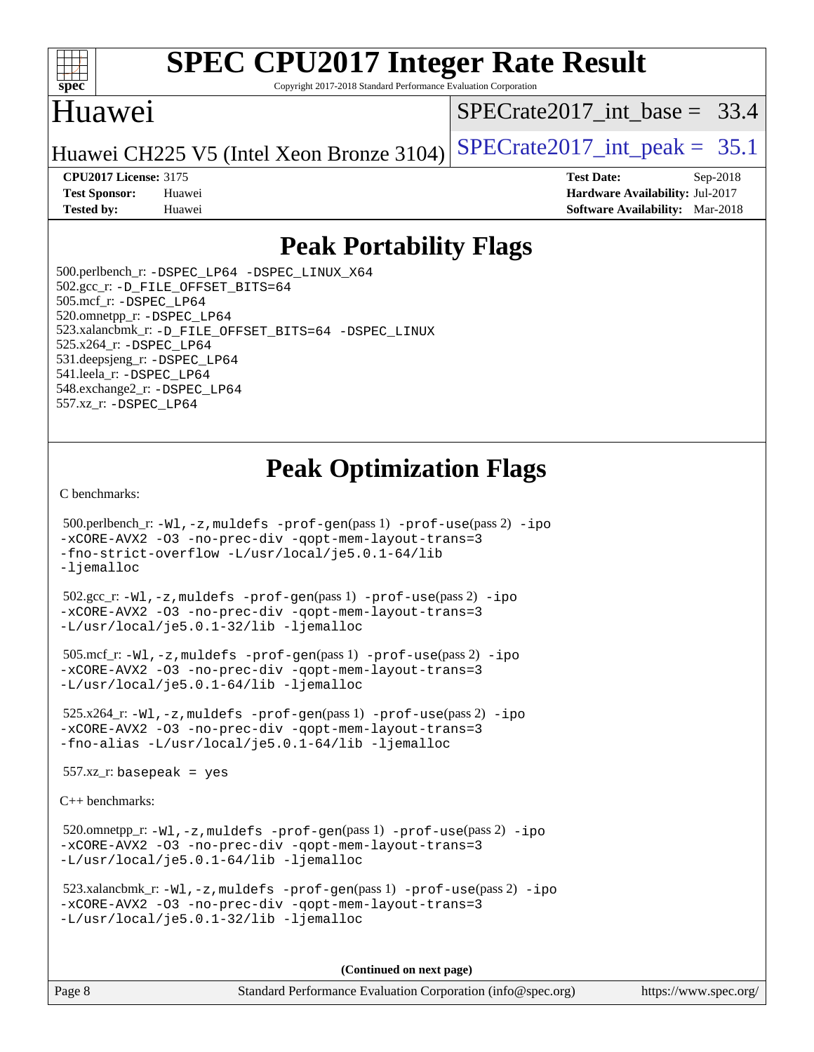# SPEC CPU2017 Integer Rate Result

Copyright 2017-2018 Standard Performance Evaluation Corporation

## Huawei

Huawei CH225 V5 (Intel Xeon Bronze 3104)

SPECrate2017_int_base = 33.4

SPECrate2017_int_peak = 35.1

**CPU2017 License:** 3175
**Test Sponsor:** Huawei
**Tested by:** Huawei

**Test Date:** Sep-2018
**Hardware Availability:** Jul-2017
**Software Availability:** Mar-2018

## Peak Portability Flags

500.perlbench_r: -DSPEC_LP64 -DSPEC_LINUX_X64
502.gcc_r: -D_FILE_OFFSET_BITS=64
505.mcf_r: -DSPEC_LP64
520.omnetpp_r: -DSPEC_LP64
523.xalancbmk_r: -D_FILE_OFFSET_BITS=64 -DSPEC_LINUX
525.x264_r: -DSPEC_LP64
531.deepsjeng_r: -DSPEC_LP64
541.leela_r: -DSPEC_LP64
548.exchange2_r: -DSPEC_LP64
557.xz_r: -DSPEC_LP64

## Peak Optimization Flags

C benchmarks:

500.perlbench_r: -Wl,-z,muldefs -prof-gen(pass 1) -prof-use(pass 2) -ipo -xCORE-AVX2 -O3 -no-prec-div -qopt-mem-layout-trans=3 -fno-strict-overflow -L/usr/local/je5.0.1-64/lib -ljemalloc

502.gcc_r: -Wl,-z,muldefs -prof-gen(pass 1) -prof-use(pass 2) -ipo -xCORE-AVX2 -O3 -no-prec-div -qopt-mem-layout-trans=3 -L/usr/local/je5.0.1-32/lib -ljemalloc

505.mcf_r: -Wl,-z,muldefs -prof-gen(pass 1) -prof-use(pass 2) -ipo -xCORE-AVX2 -O3 -no-prec-div -qopt-mem-layout-trans=3 -L/usr/local/je5.0.1-64/lib -ljemalloc

525.x264_r: -Wl,-z,muldefs -prof-gen(pass 1) -prof-use(pass 2) -ipo -xCORE-AVX2 -O3 -no-prec-div -qopt-mem-layout-trans=3 -fno-alias -L/usr/local/je5.0.1-64/lib -ljemalloc

557.xz_r: basepeak = yes

C++ benchmarks:

520.omnetpp_r: -Wl,-z,muldefs -prof-gen(pass 1) -prof-use(pass 2) -ipo -xCORE-AVX2 -O3 -no-prec-div -qopt-mem-layout-trans=3 -L/usr/local/je5.0.1-64/lib -ljemalloc

523.xalancbmk_r: -Wl,-z,muldefs -prof-gen(pass 1) -prof-use(pass 2) -ipo -xCORE-AVX2 -O3 -no-prec-div -qopt-mem-layout-trans=3 -L/usr/local/je5.0.1-32/lib -ljemalloc

(Continued on next page)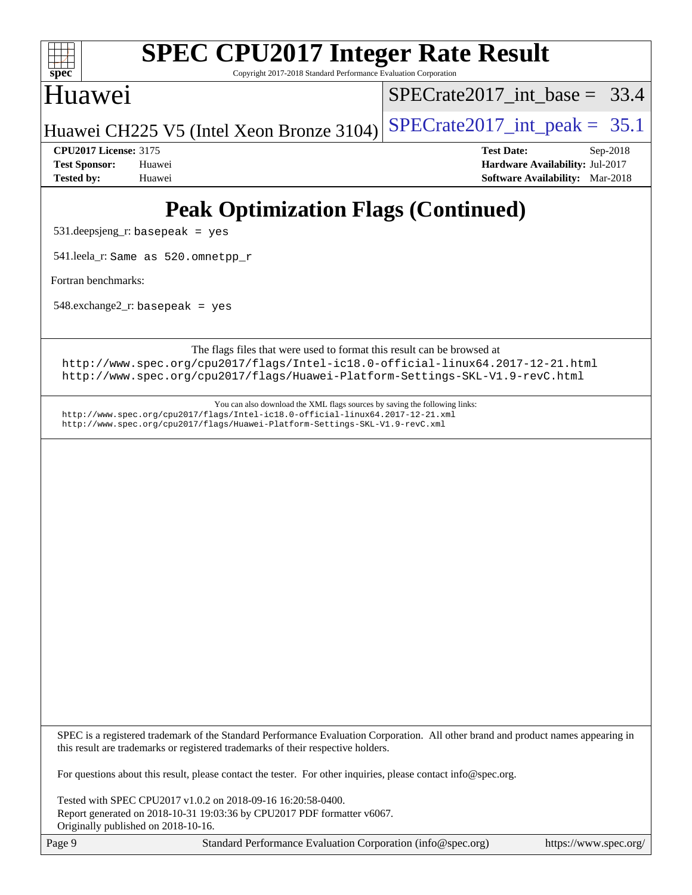# Peak Optimization Flags (Continued)

531.deepsjeng_r: basepeak = yes

541.leela_r: Same as 520.omnetpp_r

Fortran benchmarks:

548.exchange2_r: basepeak = yes

The flags files that were used to format this result can be browsed at
http://www.spec.org/cpu2017/flags/Intel-ic18.0-official-linux64.2017-12-21.html
http://www.spec.org/cpu2017/flags/Huawei-Platform-Settings-SKL-V1.9-revC.html

You can also download the XML flags sources by saving the following links:
http://www.spec.org/cpu2017/flags/Intel-ic18.0-official-linux64.2017-12-21.xml
http://www.spec.org/cpu2017/flags/Huawei-Platform-Settings-SKL-V1.9-revC.xml

SPEC is a registered trademark of the Standard Performance Evaluation Corporation. All other brand and product names appearing in this result are trademarks or registered trademarks of their respective holders.

For questions about this result, please contact the tester. For other inquiries, please contact info@spec.org.

Tested with SPEC CPU2017 v1.0.2 on 2018-09-16 16:20:58-0400.
Report generated on 2018-10-31 19:03:36 by CPU2017 PDF formatter v6067.
Originally published on 2018-10-16.